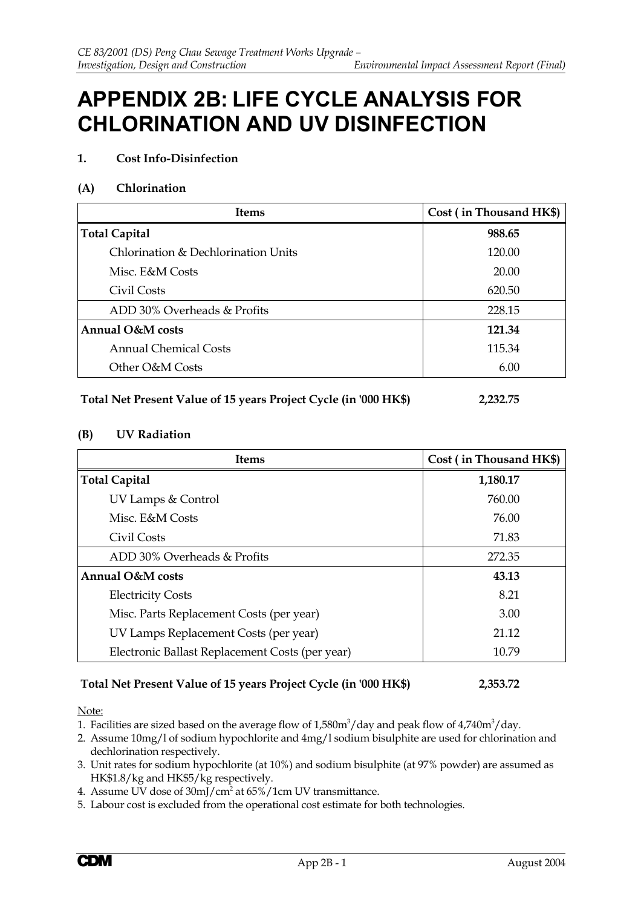# APPENDIX 2B: LIFE CYCLE ANALYSIS FOR CHLORINATION AND UV DISINFECTION

## 1. Cost Info-Disinfection

### (A) Chlorination

| Items | Cost ( in Thousand HK$) |
|---|---|
| **Total Capital** | **988.65** |
| Chlorination & Dechlorination Units | 120.00 |
| Misc. E&M Costs | 20.00 |
| Civil Costs | 620.50 |
| ADD 30% Overheads & Profits | 228.15 |
| **Annual O&M costs** | **121.34** |
| Annual Chemical Costs | 115.34 |
| Other O&M Costs | 6.00 |

**Total Net Present Value of 15 years Project Cycle (in '000 HK$)** **2,232.75**

### (B) UV Radiation

| Items | Cost ( in Thousand HK$) |
|---|---|
| **Total Capital** | **1,180.17** |
| UV Lamps & Control | 760.00 |
| Misc. E&M Costs | 76.00 |
| Civil Costs | 71.83 |
| ADD 30% Overheads & Profits | 272.35 |
| **Annual O&M costs** | **43.13** |
| Electricity Costs | 8.21 |
| Misc. Parts Replacement Costs (per year) | 3.00 |
| UV Lamps Replacement Costs (per year) | 21.12 |
| Electronic Ballast Replacement Costs (per year) | 10.79 |

**Total Net Present Value of 15 years Project Cycle (in '000 HK$)** **2,353.72**

Note:

1. Facilities are sized based on the average flow of 1,580$m^3$/day and peak flow of 4,740$m^3$/day.
2. Assume 10mg/l of sodium hypochlorite and 4mg/l sodium bisulphite are used for chlorination and dechlorination respectively.
3. Unit rates for sodium hypochlorite (at 10%) and sodium bisulphite (at 97% powder) are assumed as HK$1.8/kg and HK$5/kg respectively.
4. Assume UV dose of 30mJ/$cm^2$ at 65%/1cm UV transmittance.
5. Labour cost is excluded from the operational cost estimate for both technologies.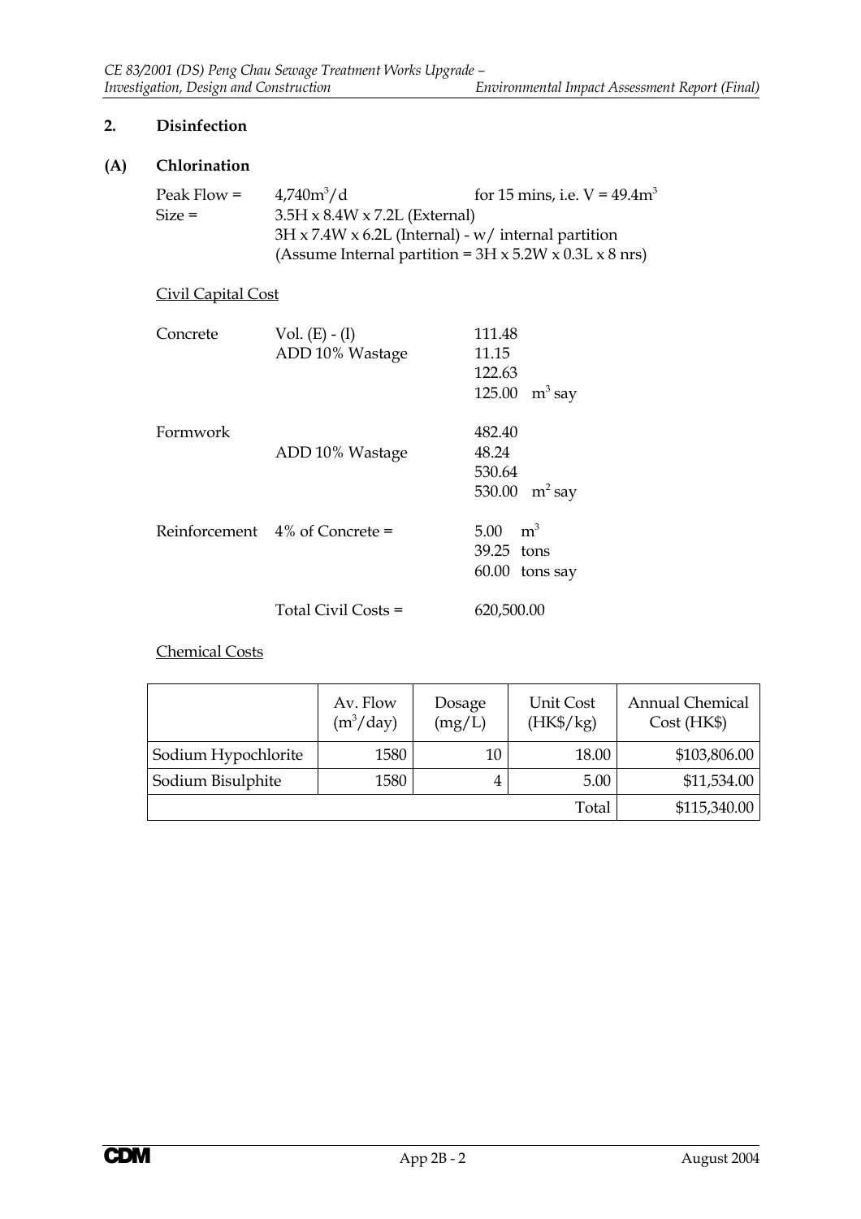## 2. Disinfection

### (A) Chlorination

| | | |
|---|---|---|
| Peak Flow = | $4,740m^3/d$ | for 15 mins, i.e. $V = 49.4m^3$ |
| Size = | 3.5H x 8.4W x 7.2L (External) | |
| | 3H x 7.4W x 6.2L (Internal) - w/ internal partition | |
| | (Assume Internal partition = 3H x 5.2W x 0.3L x 8 nrs) | |

Civil Capital Cost

| | | |
|---|---|---|
| Concrete | Vol. (E) - (I) | 111.48 |
| | ADD 10% Wastage | 11.15 |
| | | 122.63 |
| | | 125.00 $m^3$ say |
| Formwork | | 482.40 |
| | ADD 10% Wastage | 48.24 |
| | | 530.64 |
| | | 530.00 $m^2$ say |
| Reinforcement | 4% of Concrete = | 5.00 $m^3$ |
| | | 39.25 tons |
| | | 60.00 tons say |
| | Total Civil Costs = | 620,500.00 |

Chemical Costs

| | Av. Flow ($m^3$/day) | Dosage (mg/L) | Unit Cost (HK$/kg) | Annual Chemical Cost (HK$) |
|---|---|---|---|---|
| Sodium Hypochlorite | 1580 | 10 | 18.00 | $103,806.00 |
| Sodium Bisulphite | 1580 | 4 | 5.00 | $11,534.00 |
| | | | Total | $115,340.00 |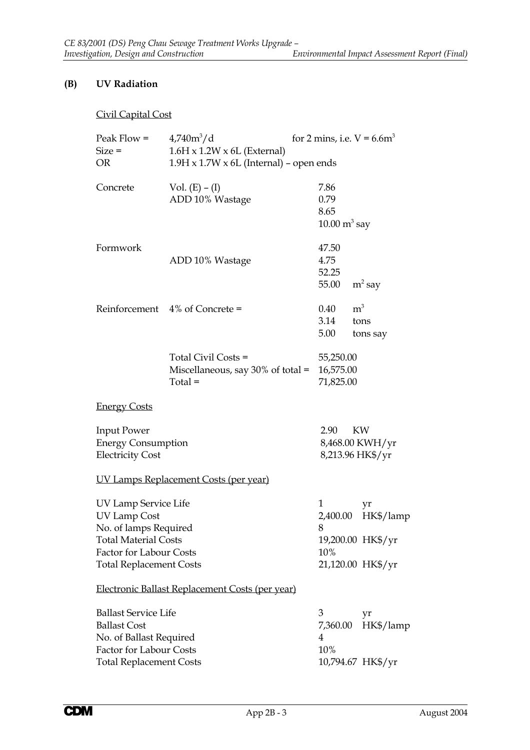**(B) UV Radiation**

Civil Capital Cost

| | | |
|---|---|---|
| Peak Flow = | $4{,}740m^3/d$ | for 2 mins, i.e. $V = 6.6m^3$ |
| Size = | 1.6H x 1.2W x 6L (External) | |
| OR | 1.9H x 1.7W x 6L (Internal) – open ends | |

| | | | |
|---|---|---|---|
| Concrete | Vol. (E) – (I) | 7.86 | |
| | ADD 10% Wastage | 0.79 | |
| | | 8.65 | |
| | | 10.00 $m^3$ say | |
| Formwork | | 47.50 | |
| | ADD 10% Wastage | 4.75 | |
| | | 52.25 | |
| | | 55.00 | $m^2$ say |
| Reinforcement | 4% of Concrete = | 0.40 | $m^3$ |
| | | 3.14 | tons |
| | | 5.00 | tons say |
| | Total Civil Costs = | 55,250.00 | |
| | Miscellaneous, say 30% of total = | 16,575.00 | |
| | Total = | 71,825.00 | |

Energy Costs

| | |
|---|---|
| Input Power | 2.90 KW |
| Energy Consumption | 8,468.00 KWH/yr |
| Electricity Cost | 8,213.96 HK$/yr |

UV Lamps Replacement Costs (per year)

| | | |
|---|---|---|
| UV Lamp Service Life | 1 | yr |
| UV Lamp Cost | 2,400.00 | HK$/lamp |
| No. of lamps Required | 8 | |
| Total Material Costs | 19,200.00 | HK$/yr |
| Factor for Labour Costs | 10% | |
| Total Replacement Costs | 21,120.00 | HK$/yr |

Electronic Ballast Replacement Costs (per year)

| | | |
|---|---|---|
| Ballast Service Life | 3 | yr |
| Ballast Cost | 7,360.00 | HK$/lamp |
| No. of Ballast Required | 4 | |
| Factor for Labour Costs | 10% | |
| Total Replacement Costs | 10,794.67 | HK$/yr |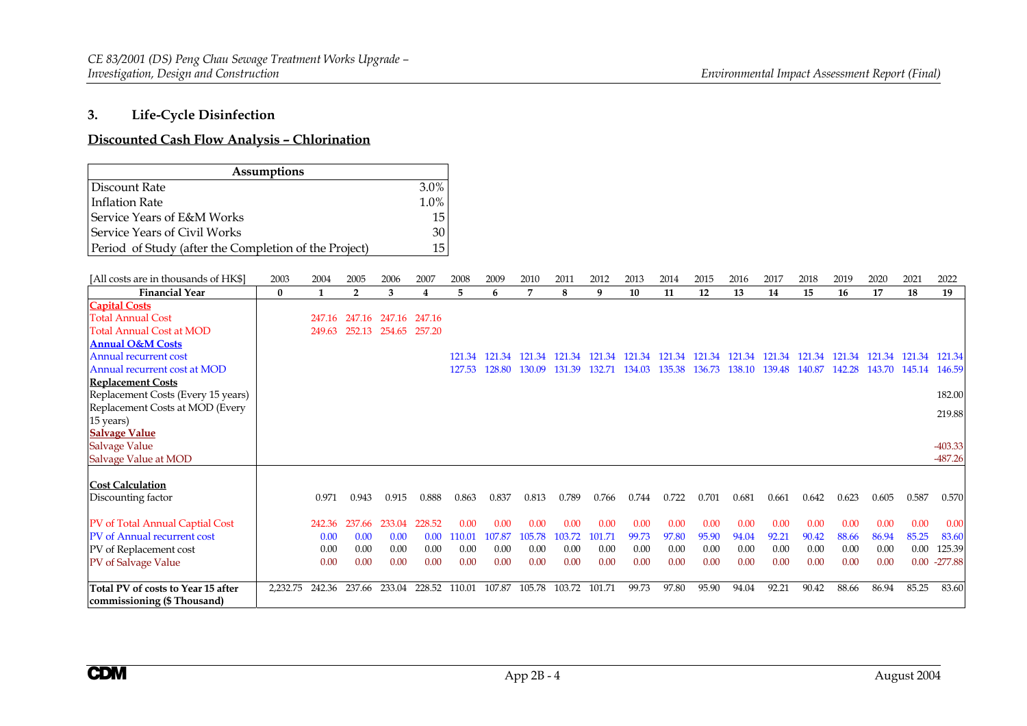## 3. Life-Cycle Disinfection

### Discounted Cash Flow Analysis – Chlorination

| Assumptions | |
|---|---|
| Discount Rate | 3.0% |
| Inflation Rate | 1.0% |
| Service Years of E&M Works | 15 |
| Service Years of Civil Works | 30 |
| Period of Study (after the Completion of the Project) | 15 |

| [All costs are in thousands of HK$] | 2003 | 2004 | 2005 | 2006 | 2007 | 2008 | 2009 | 2010 | 2011 | 2012 | 2013 | 2014 | 2015 | 2016 | 2017 | 2018 | 2019 | 2020 | 2021 | 2022 |
|---|---|---|---|---|---|---|---|---|---|---|---|---|---|---|---|---|---|---|---|---|
| **Financial Year** | **0** | **1** | **2** | **3** | **4** | **5** | **6** | **7** | **8** | **9** | **10** | **11** | **12** | **13** | **14** | **15** | **16** | **17** | **18** | **19** |
| **Capital Costs** | | | | | | | | | | | | | | | | | | | | |
| Total Annual Cost | | 247.16 | 247.16 | 247.16 | 247.16 | | | | | | | | | | | | | | | |
| Total Annual Cost at MOD | | 249.63 | 252.13 | 254.65 | 257.20 | | | | | | | | | | | | | | | |
| **Annual O&M Costs** | | | | | | | | | | | | | | | | | | | | |
| Annual recurrent cost | | | | | | 121.34 | 121.34 | 121.34 | 121.34 | 121.34 | 121.34 | 121.34 | 121.34 | 121.34 | 121.34 | 121.34 | 121.34 | 121.34 | 121.34 | 121.34 |
| Annual recurrent cost at MOD | | | | | | 127.53 | 128.80 | 130.09 | 131.39 | 132.71 | 134.03 | 135.38 | 136.73 | 138.10 | 139.48 | 140.87 | 142.28 | 143.70 | 145.14 | 146.59 |
| **Replacement Costs** | | | | | | | | | | | | | | | | | | | | |
| Replacement Costs (Every 15 years) | | | | | | | | | | | | | | | | | | | | 182.00 |
| Replacement Costs at MOD (Every 15 years) | | | | | | | | | | | | | | | | | | | | 219.88 |
| **Salvage Value** | | | | | | | | | | | | | | | | | | | | |
| Salvage Value | | | | | | | | | | | | | | | | | | | | -403.33 |
| Salvage Value at MOD | | | | | | | | | | | | | | | | | | | | -487.26 |
| **Cost Calculation** | | | | | | | | | | | | | | | | | | | | |
| Discounting factor | | 0.971 | 0.943 | 0.915 | 0.888 | 0.863 | 0.837 | 0.813 | 0.789 | 0.766 | 0.744 | 0.722 | 0.701 | 0.681 | 0.661 | 0.642 | 0.623 | 0.605 | 0.587 | 0.570 |
| PV of Total Annual Captial Cost | | 242.36 | 237.66 | 233.04 | 228.52 | 0.00 | 0.00 | 0.00 | 0.00 | 0.00 | 0.00 | 0.00 | 0.00 | 0.00 | 0.00 | 0.00 | 0.00 | 0.00 | 0.00 | 0.00 |
| PV of Annual recurrent cost | | 0.00 | 0.00 | 0.00 | 0.00 | 110.01 | 107.87 | 105.78 | 103.72 | 101.71 | 99.73 | 97.80 | 95.90 | 94.04 | 92.21 | 90.42 | 88.66 | 86.94 | 85.25 | 83.60 |
| PV of Replacement cost | | 0.00 | 0.00 | 0.00 | 0.00 | 0.00 | 0.00 | 0.00 | 0.00 | 0.00 | 0.00 | 0.00 | 0.00 | 0.00 | 0.00 | 0.00 | 0.00 | 0.00 | 0.00 | 125.39 |
| PV of Salvage Value | | 0.00 | 0.00 | 0.00 | 0.00 | 0.00 | 0.00 | 0.00 | 0.00 | 0.00 | 0.00 | 0.00 | 0.00 | 0.00 | 0.00 | 0.00 | 0.00 | 0.00 | 0.00 | -277.88 |
| **Total PV of costs to Year 15 after commissioning ($ Thousand)** | 2,232.75 | 242.36 | 237.66 | 233.04 | 228.52 | 110.01 | 107.87 | 105.78 | 103.72 | 101.71 | 99.73 | 97.80 | 95.90 | 94.04 | 92.21 | 90.42 | 88.66 | 86.94 | 85.25 | 83.60 |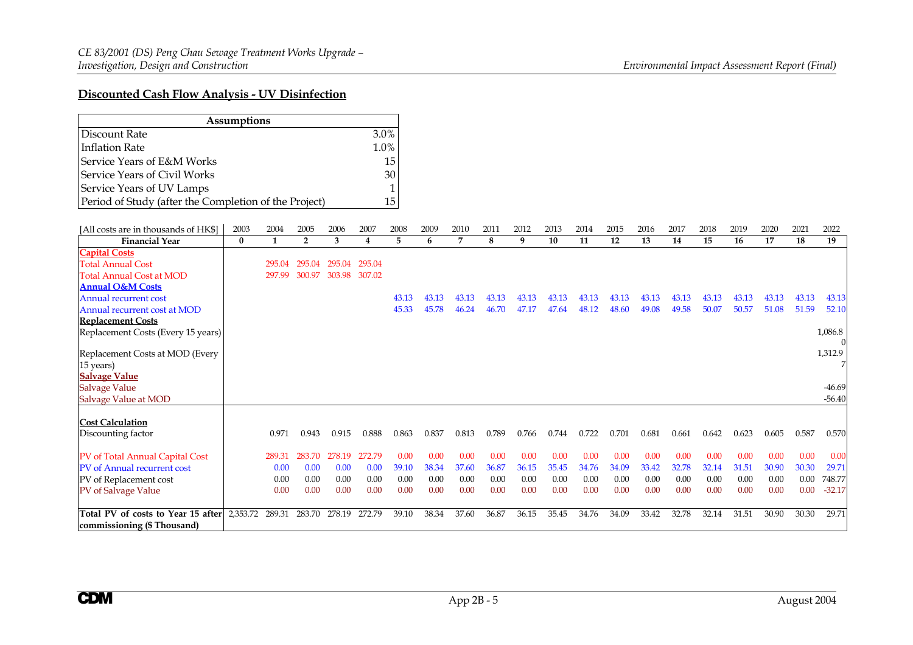## Discounted Cash Flow Analysis - UV Disinfection

| Assumptions | |
|---|---|
| Discount Rate | 3.0% |
| Inflation Rate | 1.0% |
| Service Years of E&M Works | 15 |
| Service Years of Civil Works | 30 |
| Service Years of UV Lamps | 1 |
| Period of Study (after the Completion of the Project) | 15 |

| [All costs are in thousands of HK$] | 2003 | 2004 | 2005 | 2006 | 2007 | 2008 | 2009 | 2010 | 2011 | 2012 | 2013 | 2014 | 2015 | 2016 | 2017 | 2018 | 2019 | 2020 | 2021 | 2022 |
|---|---|---|---|---|---|---|---|---|---|---|---|---|---|---|---|---|---|---|---|---|
| **Financial Year** | **0** | **1** | **2** | **3** | **4** | **5** | **6** | **7** | **8** | **9** | **10** | **11** | **12** | **13** | **14** | **15** | **16** | **17** | **18** | **19** |
| **Capital Costs** | | | | | | | | | | | | | | | | | | | | |
| Total Annual Cost | | 295.04 | 295.04 | 295.04 | 295.04 | | | | | | | | | | | | | | | |
| Total Annual Cost at MOD | | 297.99 | 300.97 | 303.98 | 307.02 | | | | | | | | | | | | | | | |
| **Annual O&M Costs** | | | | | | | | | | | | | | | | | | | | |
| Annual recurrent cost | | | | | | 43.13 | 43.13 | 43.13 | 43.13 | 43.13 | 43.13 | 43.13 | 43.13 | 43.13 | 43.13 | 43.13 | 43.13 | 43.13 | 43.13 | 43.13 |
| Annual recurrent cost at MOD | | | | | | 45.33 | 45.78 | 46.24 | 46.70 | 47.17 | 47.64 | 48.12 | 48.60 | 49.08 | 49.58 | 50.07 | 50.57 | 51.08 | 51.59 | 52.10 |
| **Replacement Costs** | | | | | | | | | | | | | | | | | | | | |
| Replacement Costs (Every 15 years) | | | | | | | | | | | | | | | | | | | | 1,086.80 |
| Replacement Costs at MOD (Every 15 years) | | | | | | | | | | | | | | | | | | | | 1,312.97 |
| **Salvage Value** | | | | | | | | | | | | | | | | | | | | |
| Salvage Value | | | | | | | | | | | | | | | | | | | | -46.69 |
| Salvage Value at MOD | | | | | | | | | | | | | | | | | | | | -56.40 |
| **Cost Calculation** | | | | | | | | | | | | | | | | | | | | |
| Discounting factor | | 0.971 | 0.943 | 0.915 | 0.888 | 0.863 | 0.837 | 0.813 | 0.789 | 0.766 | 0.744 | 0.722 | 0.701 | 0.681 | 0.661 | 0.642 | 0.623 | 0.605 | 0.587 | 0.570 |
| PV of Total Annual Capital Cost | | 289.31 | 283.70 | 278.19 | 272.79 | 0.00 | 0.00 | 0.00 | 0.00 | 0.00 | 0.00 | 0.00 | 0.00 | 0.00 | 0.00 | 0.00 | 0.00 | 0.00 | 0.00 | 0.00 |
| PV of Annual recurrent cost | | 0.00 | 0.00 | 0.00 | 0.00 | 39.10 | 38.34 | 37.60 | 36.87 | 36.15 | 35.45 | 34.76 | 34.09 | 33.42 | 32.78 | 32.14 | 31.51 | 30.90 | 30.30 | 29.71 |
| PV of Replacement cost | | 0.00 | 0.00 | 0.00 | 0.00 | 0.00 | 0.00 | 0.00 | 0.00 | 0.00 | 0.00 | 0.00 | 0.00 | 0.00 | 0.00 | 0.00 | 0.00 | 0.00 | 0.00 | 748.77 |
| PV of Salvage Value | | 0.00 | 0.00 | 0.00 | 0.00 | 0.00 | 0.00 | 0.00 | 0.00 | 0.00 | 0.00 | 0.00 | 0.00 | 0.00 | 0.00 | 0.00 | 0.00 | 0.00 | 0.00 | -32.17 |
| **Total PV of costs to Year 15 after commissioning ($ Thousand)** | 2,353.72 | 289.31 | 283.70 | 278.19 | 272.79 | 39.10 | 38.34 | 37.60 | 36.87 | 36.15 | 35.45 | 34.76 | 34.09 | 33.42 | 32.78 | 32.14 | 31.51 | 30.90 | 30.30 | 29.71 |